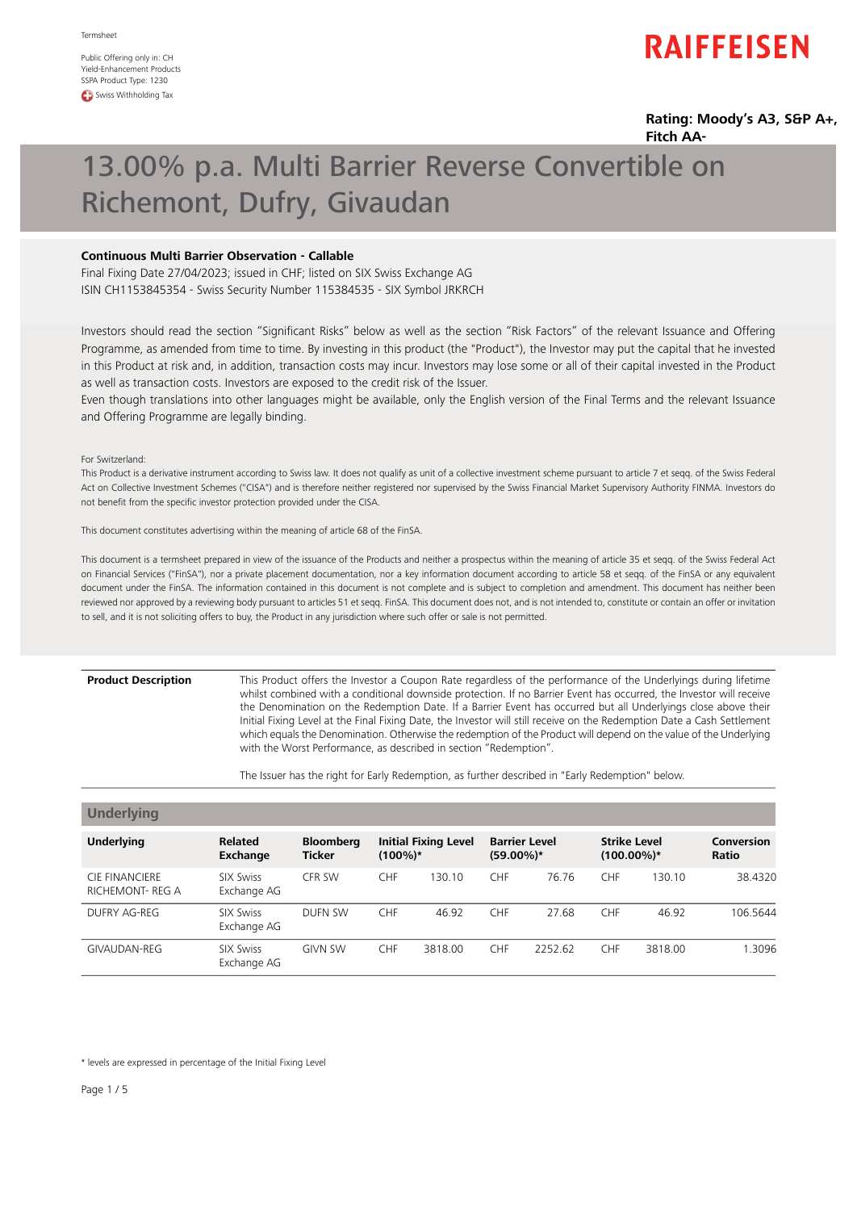Termsheet

Public Offering only in: CH
Yield-Enhancement Products
SSPA Product Type: 1230
Swiss Withholding Tax

RAIFFEISEN

**Rating: Moody's A3, S&P A+, Fitch AA-**

# 13.00% p.a. Multi Barrier Reverse Convertible on Richemont, Dufry, Givaudan

**Continuous Multi Barrier Observation - Callable**
Final Fixing Date 27/04/2023; issued in CHF; listed on SIX Swiss Exchange AG
ISIN CH1153845354 - Swiss Security Number 115384535 - SIX Symbol JRKRCH

Investors should read the section "Significant Risks" below as well as the section "Risk Factors" of the relevant Issuance and Offering Programme, as amended from time to time. By investing in this product (the "Product"), the Investor may put the capital that he invested in this Product at risk and, in addition, transaction costs may incur. Investors may lose some or all of their capital invested in the Product as well as transaction costs. Investors are exposed to the credit risk of the Issuer.
Even though translations into other languages might be available, only the English version of the Final Terms and the relevant Issuance and Offering Programme are legally binding.

For Switzerland:
This Product is a derivative instrument according to Swiss law. It does not qualify as unit of a collective investment scheme pursuant to article 7 et seqq. of the Swiss Federal Act on Collective Investment Schemes ("CISA") and is therefore neither registered nor supervised by the Swiss Financial Market Supervisory Authority FINMA. Investors do not benefit from the specific investor protection provided under the CISA.

This document constitutes advertising within the meaning of article 68 of the FinSA.

This document is a termsheet prepared in view of the issuance of the Products and neither a prospectus within the meaning of article 35 et seqq. of the Swiss Federal Act on Financial Services ("FinSA"), nor a private placement documentation, nor a key information document according to article 58 et seqq. of the FinSA or any equivalent document under the FinSA. The information contained in this document is not complete and is subject to completion and amendment. This document has neither been reviewed nor approved by a reviewing body pursuant to articles 51 et seqq. FinSA. This document does not, and is not intended to, constitute or contain an offer or invitation to sell, and it is not soliciting offers to buy, the Product in any jurisdiction where such offer or sale is not permitted.

| **Product Description** | This Product offers the Investor a Coupon Rate regardless of the performance of the Underlyings during lifetime whilst combined with a conditional downside protection. If no Barrier Event has occurred, the Investor will receive the Denomination on the Redemption Date. If a Barrier Event has occurred but all Underlyings close above their Initial Fixing Level at the Final Fixing Date, the Investor will still receive on the Redemption Date a Cash Settlement which equals the Denomination. Otherwise the redemption of the Product will depend on the value of the Underlying with the Worst Performance, as described in section "Redemption".<br><br>The Issuer has the right for Early Redemption, as further described in "Early Redemption" below. |
|---|---|

## Underlying

| Underlying | Related Exchange | Bloomberg Ticker | Initial Fixing Level (100%)* | Barrier Level (59.00%)* | Strike Level (100.00%)* | Conversion Ratio |
|---|---|---|---|---|---|---|
| CIE FINANCIERE RICHEMONT- REG A | SIX Swiss Exchange AG | CFR SW | CHF 130.10 | CHF 76.76 | CHF 130.10 | 38.4320 |
| DUFRY AG-REG | SIX Swiss Exchange AG | DUFN SW | CHF 46.92 | CHF 27.68 | CHF 46.92 | 106.5644 |
| GIVAUDAN-REG | SIX Swiss Exchange AG | GIVN SW | CHF 3818.00 | CHF 2252.62 | CHF 3818.00 | 1.3096 |

\* levels are expressed in percentage of the Initial Fixing Level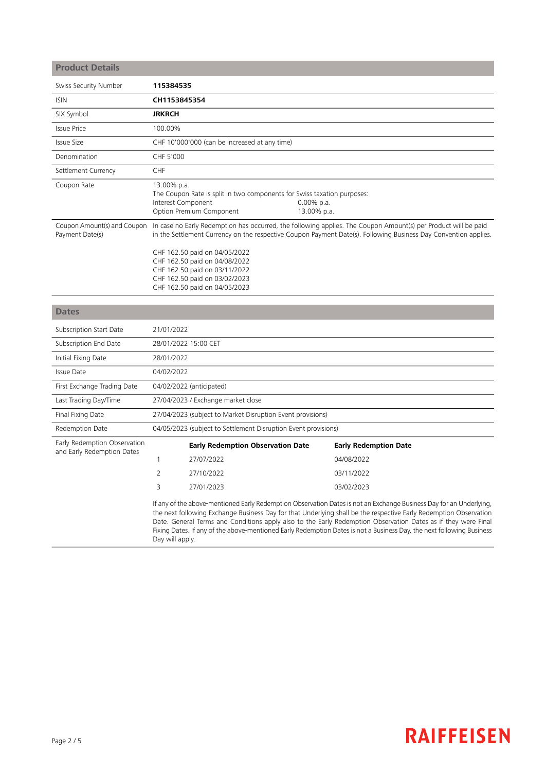## Product Details

| | |
|---|---|
| Swiss Security Number | **115384535** |
| ISIN | **CH1153845354** |
| SIX Symbol | **JRKRCH** |
| Issue Price | 100.00% |
| Issue Size | CHF 10'000'000 (can be increased at any time) |
| Denomination | CHF 5'000 |
| Settlement Currency | CHF |
| Coupon Rate | 13.00% p.a.<br>The Coupon Rate is split in two components for Swiss taxation purposes:<br>Interest Component 0.00% p.a.<br>Option Premium Component 13.00% p.a. |
| Coupon Amount(s) and Coupon Payment Date(s) | In case no Early Redemption has occurred, the following applies. The Coupon Amount(s) per Product will be paid in the Settlement Currency on the respective Coupon Payment Date(s). Following Business Day Convention applies.<br><br>CHF 162.50 paid on 04/05/2022<br>CHF 162.50 paid on 04/08/2022<br>CHF 162.50 paid on 03/11/2022<br>CHF 162.50 paid on 03/02/2023<br>CHF 162.50 paid on 04/05/2023 |

## Dates

| | |
|---|---|
| Subscription Start Date | 21/01/2022 |
| Subscription End Date | 28/01/2022 15:00 CET |
| Initial Fixing Date | 28/01/2022 |
| Issue Date | 04/02/2022 |
| First Exchange Trading Date | 04/02/2022 (anticipated) |
| Last Trading Day/Time | 27/04/2023 / Exchange market close |
| Final Fixing Date | 27/04/2023 (subject to Market Disruption Event provisions) |
| Redemption Date | 04/05/2023 (subject to Settlement Disruption Event provisions) |

Early Redemption Observation and Early Redemption Dates

| | Early Redemption Observation Date | Early Redemption Date |
|---|---|---|
| 1 | 27/07/2022 | 04/08/2022 |
| 2 | 27/10/2022 | 03/11/2022 |
| 3 | 27/01/2023 | 03/02/2023 |

If any of the above-mentioned Early Redemption Observation Dates is not an Exchange Business Day for an Underlying, the next following Exchange Business Day for that Underlying shall be the respective Early Redemption Observation Date. General Terms and Conditions apply also to the Early Redemption Observation Dates as if they were Final Fixing Dates. If any of the above-mentioned Early Redemption Dates is not a Business Day, the next following Business Day will apply.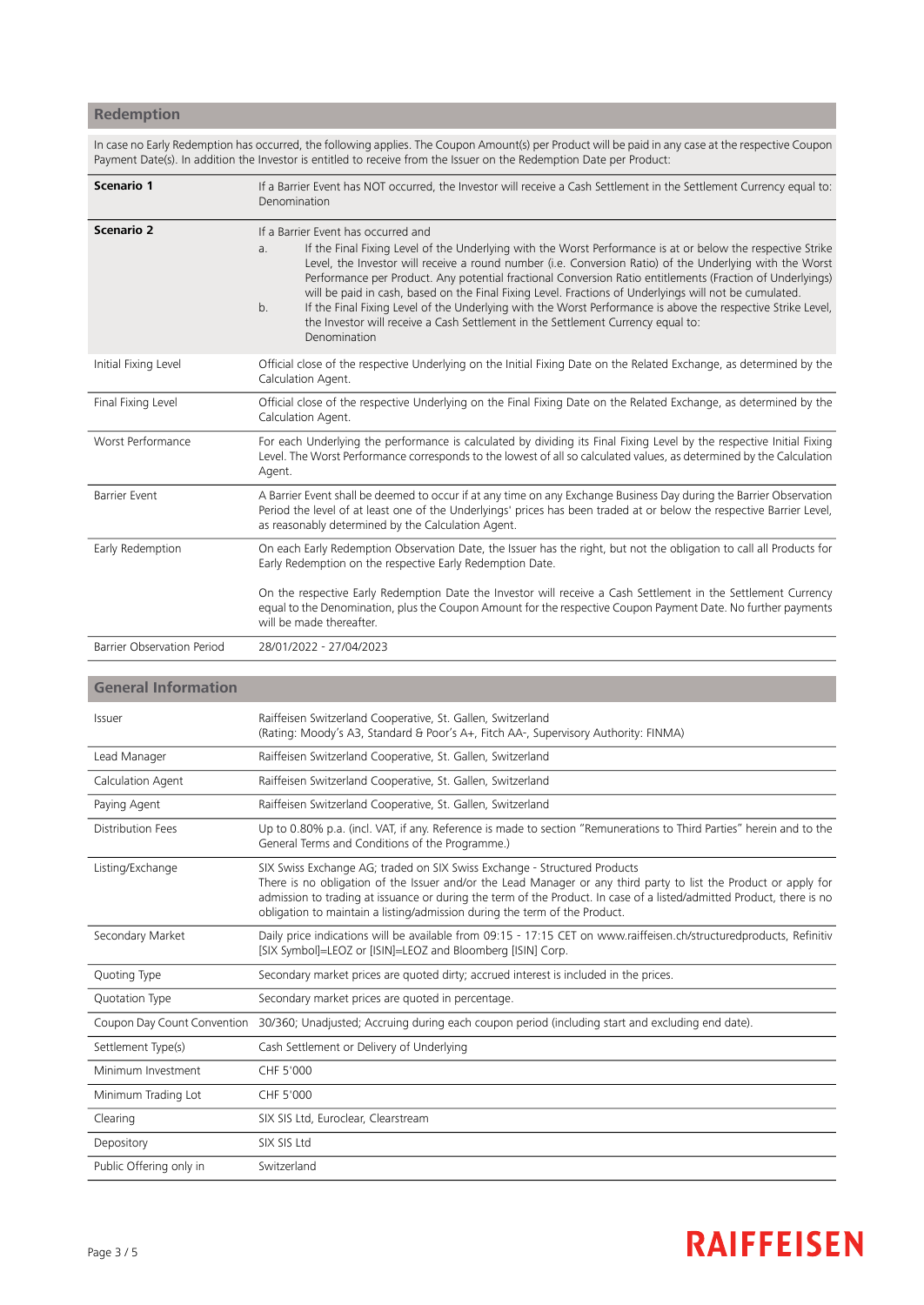## Redemption

In case no Early Redemption has occurred, the following applies. The Coupon Amount(s) per Product will be paid in any case at the respective Coupon Payment Date(s). In addition the Investor is entitled to receive from the Issuer on the Redemption Date per Product:

| | |
|---|---|
| **Scenario 1** | If a Barrier Event has NOT occurred, the Investor will receive a Cash Settlement in the Settlement Currency equal to: Denomination |
| **Scenario 2** | If a Barrier Event has occurred and<br>a. If the Final Fixing Level of the Underlying with the Worst Performance is at or below the respective Strike Level, the Investor will receive a round number (i.e. Conversion Ratio) of the Underlying with the Worst Performance per Product. Any potential fractional Conversion Ratio entitlements (Fraction of Underlyings) will be paid in cash, based on the Final Fixing Level. Fractions of Underlyings will not be cumulated.<br>b. If the Final Fixing Level of the Underlying with the Worst Performance is above the respective Strike Level, the Investor will receive a Cash Settlement in the Settlement Currency equal to: Denomination |
| Initial Fixing Level | Official close of the respective Underlying on the Initial Fixing Date on the Related Exchange, as determined by the Calculation Agent. |
| Final Fixing Level | Official close of the respective Underlying on the Final Fixing Date on the Related Exchange, as determined by the Calculation Agent. |
| Worst Performance | For each Underlying the performance is calculated by dividing its Final Fixing Level by the respective Initial Fixing Level. The Worst Performance corresponds to the lowest of all so calculated values, as determined by the Calculation Agent. |
| Barrier Event | A Barrier Event shall be deemed to occur if at any time on any Exchange Business Day during the Barrier Observation Period the level of at least one of the Underlyings' prices has been traded at or below the respective Barrier Level, as reasonably determined by the Calculation Agent. |
| Early Redemption | On each Early Redemption Observation Date, the Issuer has the right, but not the obligation to call all Products for Early Redemption on the respective Early Redemption Date.<br><br>On the respective Early Redemption Date the Investor will receive a Cash Settlement in the Settlement Currency equal to the Denomination, plus the Coupon Amount for the respective Coupon Payment Date. No further payments will be made thereafter. |
| Barrier Observation Period | 28/01/2022 - 27/04/2023 |

## General Information

| | |
|---|---|
| Issuer | Raiffeisen Switzerland Cooperative, St. Gallen, Switzerland<br>(Rating: Moody's A3, Standard & Poor's A+, Fitch AA-, Supervisory Authority: FINMA) |
| Lead Manager | Raiffeisen Switzerland Cooperative, St. Gallen, Switzerland |
| Calculation Agent | Raiffeisen Switzerland Cooperative, St. Gallen, Switzerland |
| Paying Agent | Raiffeisen Switzerland Cooperative, St. Gallen, Switzerland |
| Distribution Fees | Up to 0.80% p.a. (incl. VAT, if any. Reference is made to section "Remunerations to Third Parties" herein and to the General Terms and Conditions of the Programme.) |
| Listing/Exchange | SIX Swiss Exchange AG; traded on SIX Swiss Exchange - Structured Products<br>There is no obligation of the Issuer and/or the Lead Manager or any third party to list the Product or apply for admission to trading at issuance or during the term of the Product. In case of a listed/admitted Product, there is no obligation to maintain a listing/admission during the term of the Product. |
| Secondary Market | Daily price indications will be available from 09:15 - 17:15 CET on www.raiffeisen.ch/structuredproducts, Refinitiv [SIX Symbol]=LEOZ or [ISIN]=LEOZ and Bloomberg [ISIN] Corp. |
| Quoting Type | Secondary market prices are quoted dirty; accrued interest is included in the prices. |
| Quotation Type | Secondary market prices are quoted in percentage. |
| Coupon Day Count Convention | 30/360; Unadjusted; Accruing during each coupon period (including start and excluding end date). |
| Settlement Type(s) | Cash Settlement or Delivery of Underlying |
| Minimum Investment | CHF 5'000 |
| Minimum Trading Lot | CHF 5'000 |
| Clearing | SIX SIS Ltd, Euroclear, Clearstream |
| Depository | SIX SIS Ltd |
| Public Offering only in | Switzerland |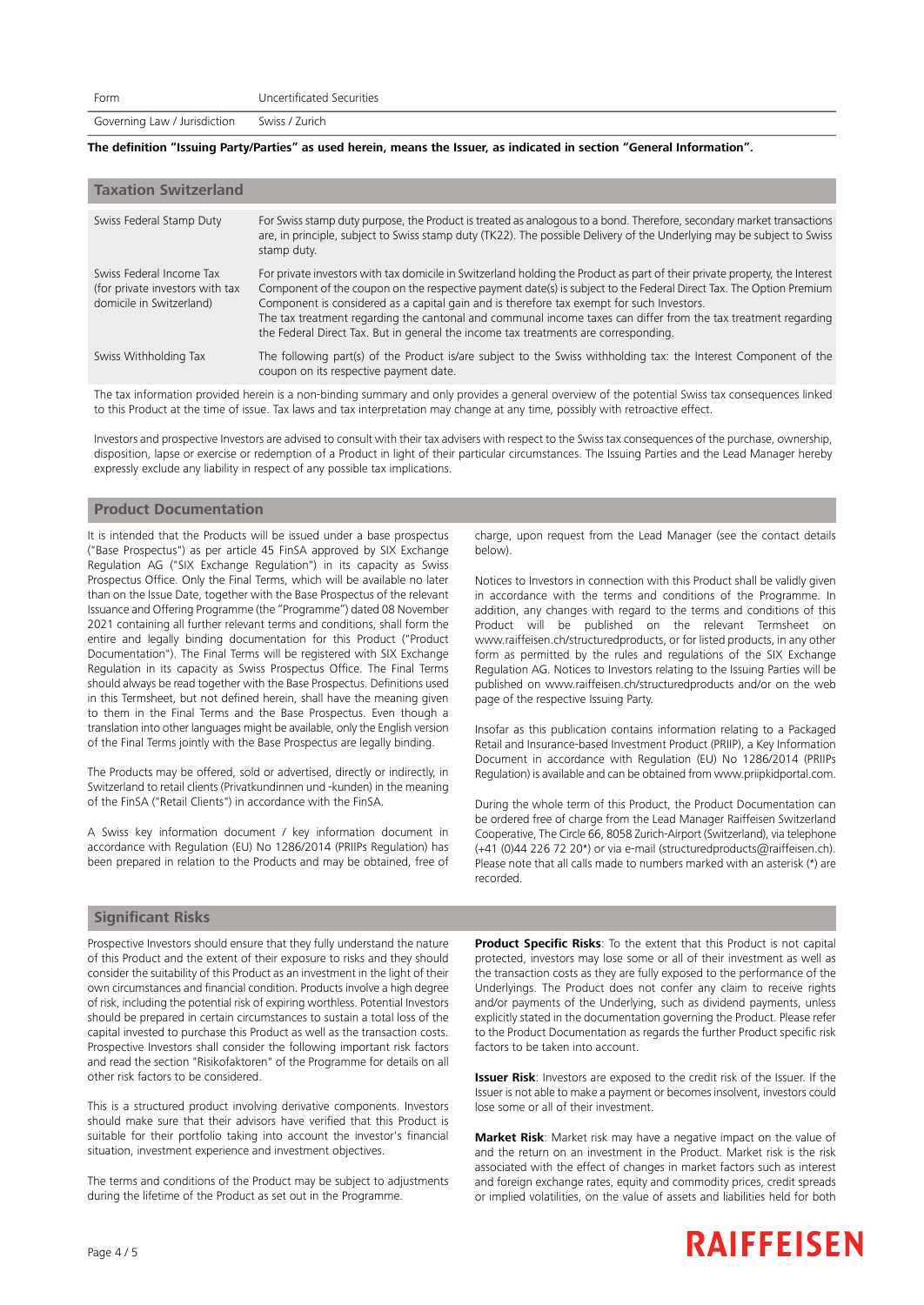| Form | Uncertificated Securities |
|---|---|
| Governing Law / Jurisdiction | Swiss / Zurich |

**The definition "Issuing Party/Parties" as used herein, means the Issuer, as indicated in section "General Information".**

## Taxation Switzerland

| | |
|---|---|
| Swiss Federal Stamp Duty | For Swiss stamp duty purpose, the Product is treated as analogous to a bond. Therefore, secondary market transactions are, in principle, subject to Swiss stamp duty (TK22). The possible Delivery of the Underlying may be subject to Swiss stamp duty. |
| Swiss Federal Income Tax (for private investors with tax domicile in Switzerland) | For private investors with tax domicile in Switzerland holding the Product as part of their private property, the Interest Component of the coupon on the respective payment date(s) is subject to the Federal Direct Tax. The Option Premium Component is considered as a capital gain and is therefore tax exempt for such Investors. The tax treatment regarding the cantonal and communal income taxes can differ from the tax treatment regarding the Federal Direct Tax. But in general the income tax treatments are corresponding. |
| Swiss Withholding Tax | The following part(s) of the Product is/are subject to the Swiss withholding tax: the Interest Component of the coupon on its respective payment date. |

The tax information provided herein is a non-binding summary and only provides a general overview of the potential Swiss tax consequences linked to this Product at the time of issue. Tax laws and tax interpretation may change at any time, possibly with retroactive effect.

Investors and prospective Investors are advised to consult with their tax advisers with respect to the Swiss tax consequences of the purchase, ownership, disposition, lapse or exercise or redemption of a Product in light of their particular circumstances. The Issuing Parties and the Lead Manager hereby expressly exclude any liability in respect of any possible tax implications.

## Product Documentation

It is intended that the Products will be issued under a base prospectus ("Base Prospectus") as per article 45 FinSA approved by SIX Exchange Regulation AG ("SIX Exchange Regulation") in its capacity as Swiss Prospectus Office. Only the Final Terms, which will be available no later than on the Issue Date, together with the Base Prospectus of the relevant Issuance and Offering Programme (the "Programme") dated 08 November 2021 containing all further relevant terms and conditions, shall form the entire and legally binding documentation for this Product ("Product Documentation"). The Final Terms will be registered with SIX Exchange Regulation in its capacity as Swiss Prospectus Office. The Final Terms should always be read together with the Base Prospectus. Definitions used in this Termsheet, but not defined herein, shall have the meaning given to them in the Final Terms and the Base Prospectus. Even though a translation into other languages might be available, only the English version of the Final Terms jointly with the Base Prospectus are legally binding.

The Products may be offered, sold or advertised, directly or indirectly, in Switzerland to retail clients (Privatkundinnen und -kunden) in the meaning of the FinSA ("Retail Clients") in accordance with the FinSA.

A Swiss key information document / key information document in accordance with Regulation (EU) No 1286/2014 (PRIIPs Regulation) has been prepared in relation to the Products and may be obtained, free of charge, upon request from the Lead Manager (see the contact details below).

Notices to Investors in connection with this Product shall be validly given in accordance with the terms and conditions of the Programme. In addition, any changes with regard to the terms and conditions of this Product will be published on the relevant Termsheet on www.raiffeisen.ch/structuredproducts, or for listed products, in any other form as permitted by the rules and regulations of the SIX Exchange Regulation AG. Notices to Investors relating to the Issuing Parties will be published on www.raiffeisen.ch/structuredproducts and/or on the web page of the respective Issuing Party.

Insofar as this publication contains information relating to a Packaged Retail and Insurance-based Investment Product (PRIIP), a Key Information Document in accordance with Regulation (EU) No 1286/2014 (PRIIPs Regulation) is available and can be obtained from www.priipkidportal.com.

During the whole term of this Product, the Product Documentation can be ordered free of charge from the Lead Manager Raiffeisen Switzerland Cooperative, The Circle 66, 8058 Zurich-Airport (Switzerland), via telephone (+41 (0)44 226 72 20*) or via e-mail (structuredproducts@raiffeisen.ch). Please note that all calls made to numbers marked with an asterisk (*) are recorded.

## Significant Risks

Prospective Investors should ensure that they fully understand the nature of this Product and the extent of their exposure to risks and they should consider the suitability of this Product as an investment in the light of their own circumstances and financial condition. Products involve a high degree of risk, including the potential risk of expiring worthless. Potential Investors should be prepared in certain circumstances to sustain a total loss of the capital invested to purchase this Product as well as the transaction costs. Prospective Investors shall consider the following important risk factors and read the section "Risikofaktoren" of the Programme for details on all other risk factors to be considered.

This is a structured product involving derivative components. Investors should make sure that their advisors have verified that this Product is suitable for their portfolio taking into account the investor's financial situation, investment experience and investment objectives.

The terms and conditions of the Product may be subject to adjustments during the lifetime of the Product as set out in the Programme.

**Product Specific Risks**: To the extent that this Product is not capital protected, investors may lose some or all of their investment as well as the transaction costs as they are fully exposed to the performance of the Underlyings. The Product does not confer any claim to receive rights and/or payments of the Underlying, such as dividend payments, unless explicitly stated in the documentation governing the Product. Please refer to the Product Documentation as regards the further Product specific risk factors to be taken into account.

**Issuer Risk**: Investors are exposed to the credit risk of the Issuer. If the Issuer is not able to make a payment or becomes insolvent, investors could lose some or all of their investment.

**Market Risk**: Market risk may have a negative impact on the value of and the return on an investment in the Product. Market risk is the risk associated with the effect of changes in market factors such as interest and foreign exchange rates, equity and commodity prices, credit spreads or implied volatilities, on the value of assets and liabilities held for both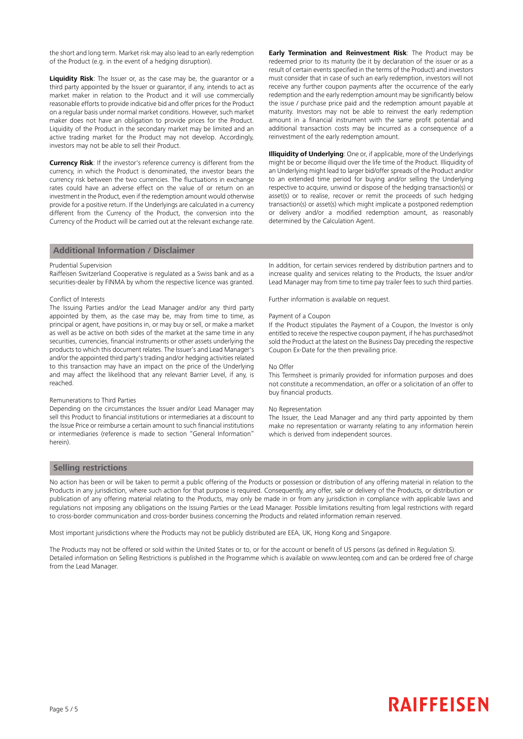the short and long term. Market risk may also lead to an early redemption of the Product (e.g. in the event of a hedging disruption).

**Liquidity Risk**: The Issuer or, as the case may be, the guarantor or a third party appointed by the Issuer or guarantor, if any, intends to act as market maker in relation to the Product and it will use commercially reasonable efforts to provide indicative bid and offer prices for the Product on a regular basis under normal market conditions. However, such market maker does not have an obligation to provide prices for the Product. Liquidity of the Product in the secondary market may be limited and an active trading market for the Product may not develop. Accordingly, investors may not be able to sell their Product.

**Currency Risk**: If the investor's reference currency is different from the currency, in which the Product is denominated, the investor bears the currency risk between the two currencies. The fluctuations in exchange rates could have an adverse effect on the value of or return on an investment in the Product, even if the redemption amount would otherwise provide for a positive return. If the Underlyings are calculated in a currency different from the Currency of the Product, the conversion into the Currency of the Product will be carried out at the relevant exchange rate.

**Early Termination and Reinvestment Risk**: The Product may be redeemed prior to its maturity (be it by declaration of the issuer or as a result of certain events specified in the terms of the Product) and investors must consider that in case of such an early redemption, investors will not receive any further coupon payments after the occurrence of the early redemption and the early redemption amount may be significantly below the issue / purchase price paid and the redemption amount payable at maturity. Investors may not be able to reinvest the early redemption amount in a financial instrument with the same profit potential and additional transaction costs may be incurred as a consequence of a reinvestment of the early redemption amount.

**Illiquidity of Underlying**: One or, if applicable, more of the Underlyings might be or become illiquid over the life time of the Product. Illiquidity of an Underlying might lead to larger bid/offer spreads of the Product and/or to an extended time period for buying and/or selling the Underlying respective to acquire, unwind or dispose of the hedging transaction(s) or asset(s) or to realise, recover or remit the proceeds of such hedging transaction(s) or asset(s) which might implicate a postponed redemption or delivery and/or a modified redemption amount, as reasonably determined by the Calculation Agent.

## Additional Information / Disclaimer

Prudential Supervision
Raiffeisen Switzerland Cooperative is regulated as a Swiss bank and as a securities-dealer by FINMA by whom the respective licence was granted.

Conflict of Interests
The Issuing Parties and/or the Lead Manager and/or any third party appointed by them, as the case may be, may from time to time, as principal or agent, have positions in, or may buy or sell, or make a market as well as be active on both sides of the market at the same time in any securities, currencies, financial instruments or other assets underlying the products to which this document relates. The Issuer's and Lead Manager's and/or the appointed third party's trading and/or hedging activities related to this transaction may have an impact on the price of the Underlying and may affect the likelihood that any relevant Barrier Level, if any, is reached.

Remunerations to Third Parties
Depending on the circumstances the Issuer and/or Lead Manager may sell this Product to financial institutions or intermediaries at a discount to the Issue Price or reimburse a certain amount to such financial institutions or intermediaries (reference is made to section "General Information" herein).

In addition, for certain services rendered by distribution partners and to increase quality and services relating to the Products, the Issuer and/or Lead Manager may from time to time pay trailer fees to such third parties.

Further information is available on request.

Payment of a Coupon
If the Product stipulates the Payment of a Coupon, the Investor is only entitled to receive the respective coupon payment, if he has purchased/not sold the Product at the latest on the Business Day preceding the respective Coupon Ex-Date for the then prevailing price.

No Offer
This Termsheet is primarily provided for information purposes and does not constitute a recommendation, an offer or a solicitation of an offer to buy financial products.

No Representation
The Issuer, the Lead Manager and any third party appointed by them make no representation or warranty relating to any information herein which is derived from independent sources.

## Selling restrictions

No action has been or will be taken to permit a public offering of the Products or possession or distribution of any offering material in relation to the Products in any jurisdiction, where such action for that purpose is required. Consequently, any offer, sale or delivery of the Products, or distribution or publication of any offering material relating to the Products, may only be made in or from any jurisdiction in compliance with applicable laws and regulations not imposing any obligations on the Issuing Parties or the Lead Manager. Possible limitations resulting from legal restrictions with regard to cross-border communication and cross-border business concerning the Products and related information remain reserved.

Most important jurisdictions where the Products may not be publicly distributed are EEA, UK, Hong Kong and Singapore.

The Products may not be offered or sold within the United States or to, or for the account or benefit of US persons (as defined in Regulation S).
Detailed information on Selling Restrictions is published in the Programme which is available on www.leonteq.com and can be ordered free of charge from the Lead Manager.

RAIFFEISEN